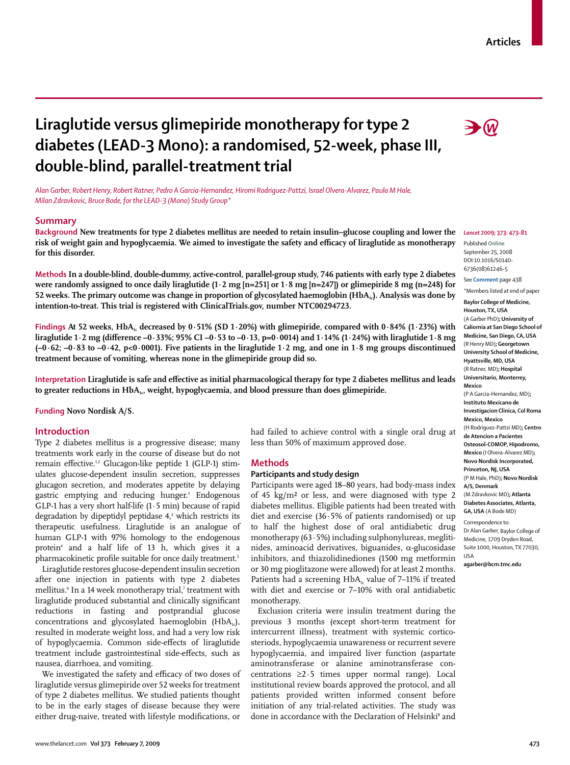# Liraglutide versus glimepiride monotherapy for type 2 diabetes (LEAD-3 Mono): a randomised, 52-week, phase III, double-blind, parallel-treatment trial

*Alan Garber, Robert Henry, Robert Ratner, Pedro A Garcia-Hernandez, Hiromi Rodriguez-Pattzi, Israel Olvera-Alvarez, Paula M Hale, Milan Zdravkovic, Bruce Bode, for the LEAD-3 (Mono) Study Group\**

## Summary

**Background** **New treatments for type 2 diabetes mellitus are needed to retain insulin–glucose coupling and lower the risk of weight gain and hypoglycaemia. We aimed to investigate the safety and efficacy of liraglutide as monotherapy for this disorder.**

**Methods** **In a double-blind, double-dummy, active-control, parallel-group study, 746 patients with early type 2 diabetes were randomly assigned to once daily liraglutide (1·2 mg [n=251] or 1·8 mg [n=247]) or glimepiride 8 mg (n=248) for 52 weeks. The primary outcome was change in proportion of glycosylated haemoglobin ($HbA_{1c}$). Analysis was done by intention-to-treat. This trial is registered with ClinicalTrials.gov, number NTC00294723.**

**Findings** **At 52 weeks, $HbA_{1c}$ decreased by 0·51% (SD 1·20%) with glimepiride, compared with 0·84% (1·23%) with liraglutide 1·2 mg (difference –0·33%; 95% CI –0·53 to –0·13, p=0·0014) and 1·14% (1·24%) with liraglutide 1·8 mg (–0·62; –0·83 to –0·42, p<0·0001). Five patients in the liraglutide 1·2 mg, and one in 1·8 mg groups discontinued treatment because of vomiting, whereas none in the glimepiride group did so.**

**Interpretation** **Liraglutide is safe and effective as initial pharmacological therapy for type 2 diabetes mellitus and leads to greater reductions in $HbA_{1c}$, weight, hypoglycaemia, and blood pressure than does glimepiride.**

**Funding** **Novo Nordisk A/S.**

*Lancet* 2009; 373: 473–81

Published **Online** September 25, 2008 DOI:10.1016/S0140-6736(08)61246-5

See **Comment** page 438

\*Members listed at end of paper

**Baylor College of Medicine, Houston, TX, USA** (A Garber PhD); **University of California at San Diego School of Medicine, San Diego, CA, USA** (R Henry MD); **Georgetown University School of Medicine, Hyattsville, MD, USA** (R Ratner, MD); **Hospital Universitario, Monterrey, Mexico** (P A Garcia-Hernandez, MD); **Instituto Mexicano de Investigacion Clinica, Col Roma Mexico, Mexico** (H Rodriguez-Pattzi MD); **Centro de Atencion a Pacientes Osteosol-COMOP, Hipodromo, Mexico** (I Olvera-Alvarez MD); **Novo Nordisk Incorporated, Princeton, NJ, USA** (P M Hale, PhD); **Novo Nordisk A/S, Denmark** (M Zdravkovic MD); **Atlanta Diabetes Associates, Atlanta, GA, USA** (A Bode MD)

Correspondence to: Dr Alan Garber, Baylor College of Medicine, 1709 Dryden Road, Suite 1000, Houston, TX 77030, USA **agarber@bcm.tmc.edu**

## Introduction

Type 2 diabetes mellitus is a progressive disease; many treatments work early in the course of disease but do not remain effective.[1,2] Glucagon-like peptide 1 (GLP-1) stimulates glucose-dependent insulin secretion, suppresses glucagon secretion, and moderates appetite by delaying gastric emptying and reducing hunger.[3] Endogenous GLP-1 has a very short half-life (1·5 min) because of rapid degradation by dipeptidyl peptidase 4,[3] which restricts its therapeutic usefulness. Liraglutide is an analogue of human GLP-1 with 97% homology to the endogenous protein[4] and a half life of 13 h, which gives it a pharmacokinetic profile suitable for once daily treatment.[5]

Liraglutide restores glucose-dependent insulin secretion after one injection in patients with type 2 diabetes mellitus.[6] In a 14 week monotherapy trial,[7] treatment with liraglutide produced substantial and clinically significant reductions in fasting and postprandial glucose concentrations and glycosylated haemoglobin ($HbA_{1c}$), resulted in moderate weight loss, and had a very low risk of hypoglycaemia. Common side-effects of liraglutide treatment include gastrointestinal side-effects, such as nausea, diarrhoea, and vomiting.

We investigated the safety and efficacy of two doses of liraglutide versus glimepiride over 52 weeks for treatment of type 2 diabetes mellitus. We studied patients thought to be in the early stages of disease because they were either drug-naive, treated with lifestyle modifications, or had failed to achieve control with a single oral drug at less than 50% of maximum approved dose.

## Methods

### Participants and study design

Participants were aged 18–80 years, had body-mass index of 45 kg/m² or less, and were diagnosed with type 2 diabetes mellitus. Eligible patients had been treated with diet and exercise (36·5% of patients randomised) or up to half the highest dose of oral antidiabetic drug monotherapy (63·5%) including sulphonylureas, meglitinides, aminoacid derivatives, biguanides, α-glucosidase inhibitors, and thiazolidinediones (1500 mg metformin or 30 mg pioglitazone were allowed) for at least 2 months. Patients had a screening $HbA_{1c}$ value of 7–11% if treated with diet and exercise or 7–10% with oral antidiabetic monotherapy.

Exclusion criteria were insulin treatment during the previous 3 months (except short-term treatment for intercurrent illness), treatment with systemic corticosteroids, hypoglycaemia unawareness or recurrent severe hypoglycaemia, and impaired liver function (aspartate aminotransferase or alanine aminotransferase concentrations ≥2·5 times upper normal range). Local institutional review boards approved the protocol, and all patients provided written informed consent before initiation of any trial-related activities. The study was done in accordance with the Declaration of Helsinki[8] and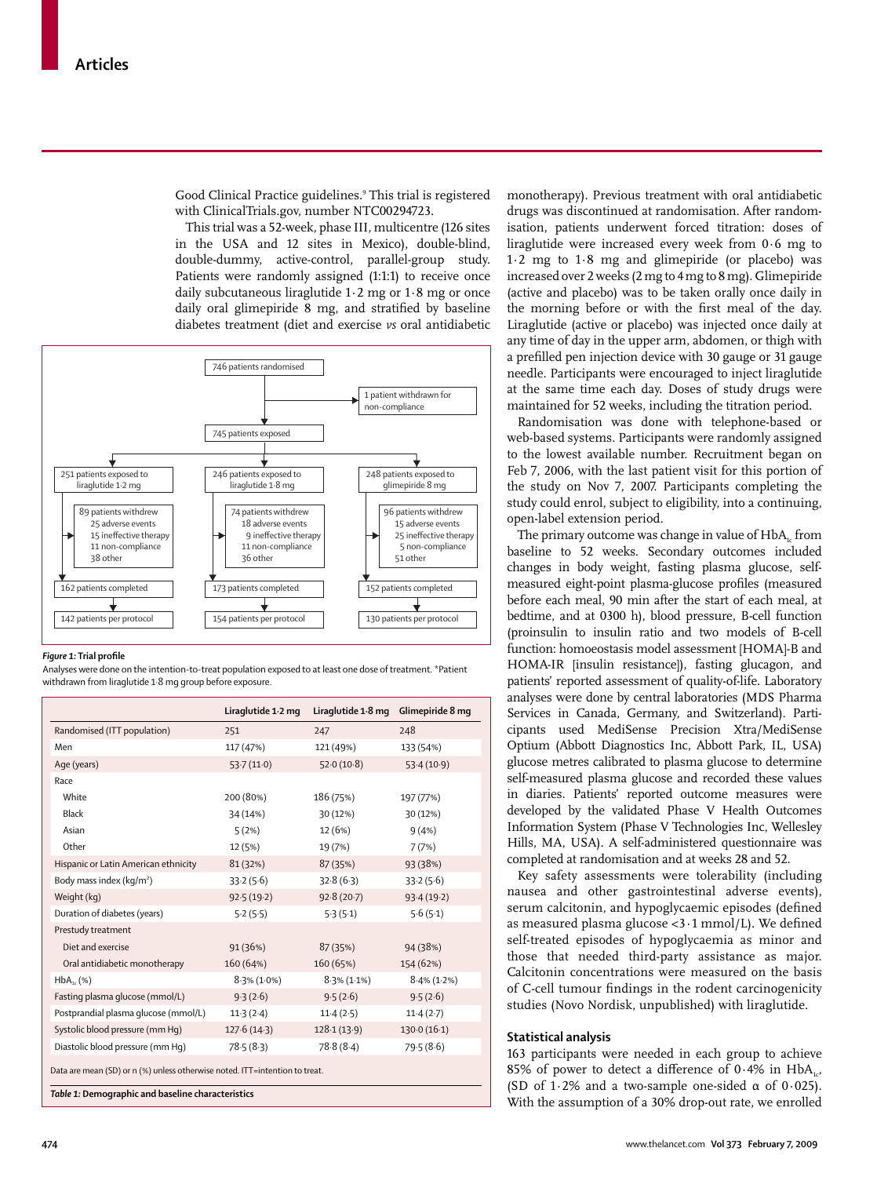Good Clinical Practice guidelines.[9] This trial is registered with ClinicalTrials.gov, number NTC00294723.

This trial was a 52-week, phase III, multicentre (126 sites in the USA and 12 sites in Mexico), double-blind, double-dummy, active-control, parallel-group study. Patients were randomly assigned (1:1:1) to receive once daily subcutaneous liraglutide 1·2 mg or 1·8 mg or once daily oral glimepiride 8 mg, and stratified by baseline diabetes treatment (diet and exercise *vs* oral antidiabetic monotherapy). Previous treatment with oral antidiabetic drugs was discontinued at randomisation. After randomisation, patients underwent forced titration: doses of liraglutide were increased every week from 0·6 mg to 1·2 mg to 1·8 mg and glimepiride (or placebo) was increased over 2 weeks (2 mg to 4 mg to 8 mg). Glimepiride (active and placebo) was to be taken orally once daily in the morning before or with the first meal of the day. Liraglutide (active or placebo) was injected once daily at any time of day in the upper arm, abdomen, or thigh with a prefilled pen injection device with 30 gauge or 31 gauge needle. Participants were encouraged to inject liraglutide at the same time each day. Doses of study drugs were maintained for 52 weeks, including the titration period.

Randomisation was done with telephone-based or web-based systems. Participants were randomly assigned to the lowest available number. Recruitment began on Feb 7, 2006, with the last patient visit for this portion of the study on Nov 7, 2007. Participants completing the study could enrol, subject to eligibility, into a continuing, open-label extension period.

The primary outcome was change in value of $HbA_{1c}$ from baseline to 52 weeks. Secondary outcomes included changes in body weight, fasting plasma glucose, self-measured eight-point plasma-glucose profiles (measured before each meal, 90 min after the start of each meal, at bedtime, and at 0300 h), blood pressure, B-cell function (proinsulin to insulin ratio and two models of B-cell function: homoeostasis model assessment [HOMA]-B and HOMA-IR [insulin resistance]), fasting glucagon, and patients' reported assessment of quality-of-life. Laboratory analyses were done by central laboratories (MDS Pharma Services in Canada, Germany, and Switzerland). Participants used MediSense Precision Xtra/MediSense Optium (Abbott Diagnostics Inc, Abbott Park, IL, USA) glucose metres calibrated to plasma glucose to determine self-measured plasma glucose and recorded these values in diaries. Patients' reported outcome measures were developed by the validated Phase V Health Outcomes Information System (Phase V Technologies Inc, Wellesley Hills, MA, USA). A self-administered questionnaire was completed at randomisation and at weeks 28 and 52.

Key safety assessments were tolerability (including nausea and other gastrointestinal adverse events), serum calcitonin, and hypoglycaemic episodes (defined as measured plasma glucose <3·1 mmol/L). We defined self-treated episodes of hypoglycaemia as minor and those that needed third-party assistance as major. Calcitonin concentrations were measured on the basis of C-cell tumour findings in the rodent carcinogenicity studies (Novo Nordisk, unpublished) with liraglutide.

746 patients randomised → 1 patient withdrawn for non-compliance → 745 patients exposed

| | Liraglutide 1·2 mg | Liraglutide 1·8 mg | Glimepiride 8 mg |
|---|---|---|---|
| Exposed | 251 patients exposed to liraglutide 1·2 mg | 246 patients exposed to liraglutide 1·8 mg | 248 patients exposed to glimepiride 8 mg |
| Withdrew | 89 patients withdrew: 25 adverse events, 15 ineffective therapy, 11 non-compliance, 38 other | 74 patients withdrew: 18 adverse events, 9 ineffective therapy, 11 non-compliance, 36 other | 96 patients withdrew: 15 adverse events, 25 ineffective therapy, 5 non-compliance, 51 other |
| Completed | 162 patients completed | 173 patients completed | 152 patients completed |
| Per protocol | 142 patients per protocol | 154 patients per protocol | 130 patients per protocol |

***Figure 1:*** **Trial profile**

Analyses were done on the intention-to-treat population exposed to at least one dose of treatment. *Patient withdrawn from liraglutide 1·8 mg group before exposure.

| | Liraglutide 1·2 mg | Liraglutide 1·8 mg | Glimepiride 8 mg |
|---|---|---|---|
| Randomised (ITT population) | 251 | 247 | 248 |
| Men | 117 (47%) | 121 (49%) | 133 (54%) |
| Age (years) | 53·7 (11·0) | 52·0 (10·8) | 53·4 (10·9) |
| Race | | | |
| White | 200 (80%) | 186 (75%) | 197 (77%) |
| Black | 34 (14%) | 30 (12%) | 30 (12%) |
| Asian | 5 (2%) | 12 (6%) | 9 (4%) |
| Other | 12 (5%) | 19 (7%) | 7 (7%) |
| Hispanic or Latin American ethnicity | 81 (32%) | 87 (35%) | 93 (38%) |
| Body mass index (kg/m²) | 33·2 (5·6) | 32·8 (6·3) | 33·2 (5·6) |
| Weight (kg) | 92·5 (19·2) | 92·8 (20·7) | 93·4 (19·2) |
| Duration of diabetes (years) | 5·2 (5·5) | 5·3 (5·1) | 5·6 (5·1) |
| Prestudy treatment | | | |
| Diet and exercise | 91 (36%) | 87 (35%) | 94 (38%) |
| Oral antidiabetic monotherapy | 160 (64%) | 160 (65%) | 154 (62%) |
| $HbA_{1c}$ (%) | 8·3% (1·0%) | 8·3% (1·1%) | 8·4% (1·2%) |
| Fasting plasma glucose (mmol/L) | 9·3 (2·6) | 9·5 (2·6) | 9·5 (2·6) |
| Postprandial plasma glucose (mmol/L) | 11·3 (2·4) | 11·4 (2·5) | 11·4 (2·7) |
| Systolic blood pressure (mm Hg) | 127·6 (14·3) | 128·1 (13·9) | 130·0 (16·1) |
| Diastolic blood pressure (mm Hg) | 78·5 (8·3) | 78·8 (8·4) | 79·5 (8·6) |

Data are mean (SD) or n (%) unless otherwise noted. ITT=intention to treat.

***Table 1:*** **Demographic and baseline characteristics**

## Statistical analysis

163 participants were needed in each group to achieve 85% of power to detect a difference of 0·4% in $HbA_{1c}$, (SD of 1·2% and a two-sample one-sided $\alpha$ of 0·025). With the assumption of a 30% drop-out rate, we enrolled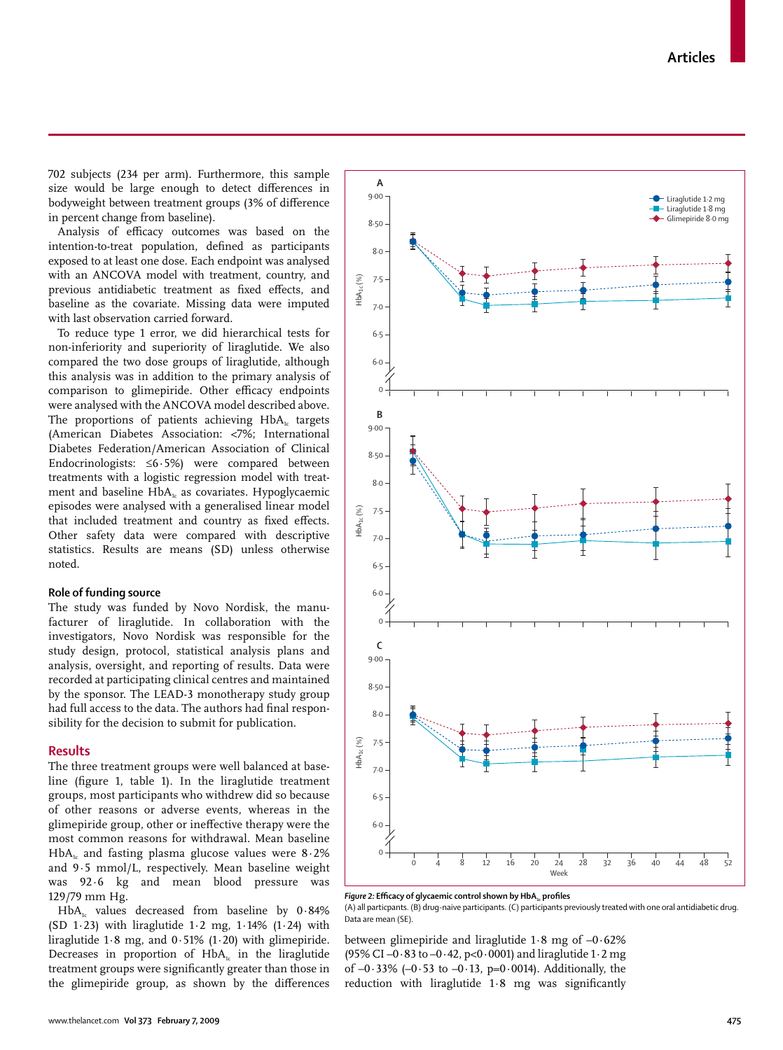702 subjects (234 per arm). Furthermore, this sample size would be large enough to detect differences in bodyweight between treatment groups (3% of difference in percent change from baseline).

Analysis of efficacy outcomes was based on the intention-to-treat population, defined as participants exposed to at least one dose. Each endpoint was analysed with an ANCOVA model with treatment, country, and previous antidiabetic treatment as fixed effects, and baseline as the covariate. Missing data were imputed with last observation carried forward.

To reduce type 1 error, we did hierarchical tests for non-inferiority and superiority of liraglutide. We also compared the two dose groups of liraglutide, although this analysis was in addition to the primary analysis of comparison to glimepiride. Other efficacy endpoints were analysed with the ANCOVA model described above. The proportions of patients achieving $HbA_{1c}$ targets (American Diabetes Association: <7%; International Diabetes Federation/American Association of Clinical Endocrinologists: ≤6·5%) were compared between treatments with a logistic regression model with treatment and baseline $HbA_{1c}$ as covariates. Hypoglycaemic episodes were analysed with a generalised linear model that included treatment and country as fixed effects. Other safety data were compared with descriptive statistics. Results are means (SD) unless otherwise noted.

### Role of funding source

The study was funded by Novo Nordisk, the manufacturer of liraglutide. In collaboration with the investigators, Novo Nordisk was responsible for the study design, protocol, statistical analysis plans and analysis, oversight, and reporting of results. Data were recorded at participating clinical centres and maintained by the sponsor. The LEAD-3 monotherapy study group had full access to the data. The authors had final responsibility for the decision to submit for publication.

## Results

The three treatment groups were well balanced at baseline (figure 1, table 1). In the liraglutide treatment groups, most participants who withdrew did so because of other reasons or adverse events, whereas in the glimepiride group, other or ineffective therapy were the most common reasons for withdrawal. Mean baseline $HbA_{1c}$ and fasting plasma glucose values were 8·2% and 9·5 mmol/L, respectively. Mean baseline weight was 92·6 kg and mean blood pressure was 129/79 mm Hg.

$HbA_{1c}$ values decreased from baseline by 0·84% (SD 1·23) with liraglutide 1·2 mg, 1·14% (1·24) with liraglutide 1·8 mg, and 0·51% (1·20) with glimepiride. Decreases in proportion of $HbA_{1c}$ in the liraglutide treatment groups were significantly greater than those in the glimepiride group, as shown by the differences between glimepiride and liraglutide 1·8 mg of –0·62% (95% CI –0·83 to –0·42, p<0·0001) and liraglutide 1·2 mg of –0·33% (–0·53 to –0·13, p=0·0014). Additionally, the reduction with liraglutide 1·8 mg was significantly

***Figure 2:* Efficacy of glycaemic control shown by $HbA_{1c}$ profiles**

(A) all particpants. (B) drug-naive participants. (C) participants previously treated with one oral antidiabetic drug. Data are mean (SE).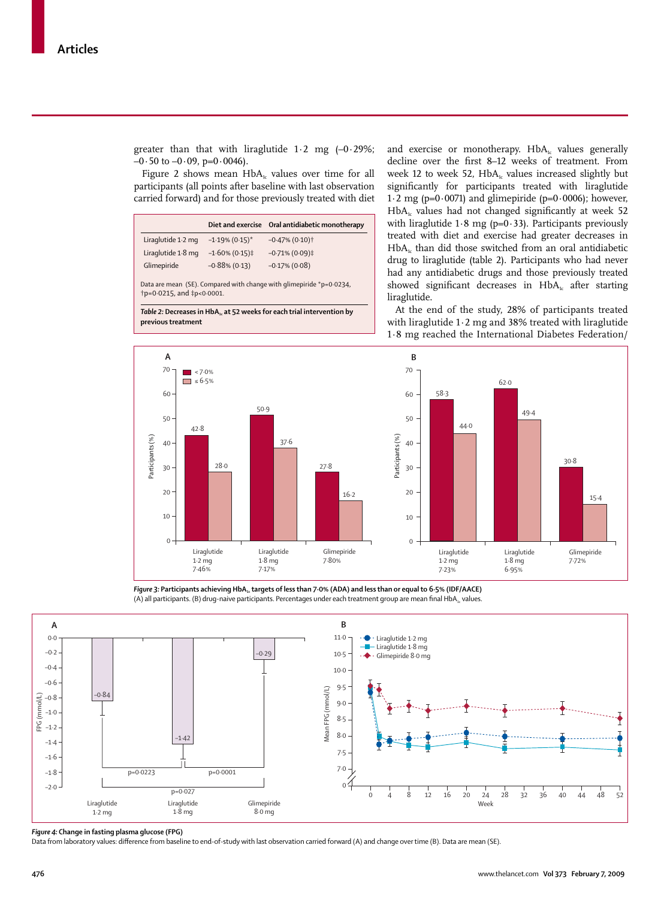greater than that with liraglutide 1·2 mg (–0·29%; –0·50 to –0·09, p=0·0046).

Figure 2 shows mean $HbA_{1c}$ values over time for all participants (all points after baseline with last observation carried forward) and for those previously treated with diet and exercise or monotherapy. $HbA_{1c}$ values generally decline over the first 8–12 weeks of treatment. From week 12 to week 52, $HbA_{1c}$ values increased slightly but significantly for participants treated with liraglutide 1·2 mg (p=0·0071) and glimepiride (p=0·0006); however, $HbA_{1c}$ values had not changed significantly at week 52 with liraglutide 1·8 mg (p=0·33). Participants previously treated with diet and exercise had greater decreases in $HbA_{1c}$ than did those switched from an oral antidiabetic drug to liraglutide (table 2). Participants who had never had any antidiabetic drugs and those previously treated showed significant decreases in $HbA_{1c}$ after starting liraglutide.

| | Diet and exercise | Oral antidiabetic monotherapy |
|---|---|---|
| Liraglutide 1·2 mg | –1·19% (0·15)* | –0·47% (0·10)† |
| Liraglutide 1·8 mg | –1·60% (0·15)‡ | –0·71% (0·09)‡ |
| Glimepiride | –0·88% (0·13) | –0·17% (0·08) |

Data are mean (SE). Compared with change with glimepiride *p=0·0234, †p=0·0215, and ‡p<0·0001.

*Table 2:* **Decreases in $HbA_{1c}$ at 52 weeks for each trial intervention by previous treatment**

At the end of the study, 28% of participants treated with liraglutide 1·2 mg and 38% treated with liraglutide 1·8 mg reached the International Diabetes Federation/

*Figure 3:* **Participants achieving $HbA_{1c}$ targets of less than 7·0% (ADA) and less than or equal to 6·5% (IDF/AACE)**
(A) all participants. (B) drug-naive participants. Percentages under each treatment group are mean final $HbA_{1c}$ values.

*Figure 4:* **Change in fasting plasma glucose (FPG)**
Data from laboratory values: difference from baseline to end-of-study with last observation carried forward (A) and change over time (B). Data are mean (SE).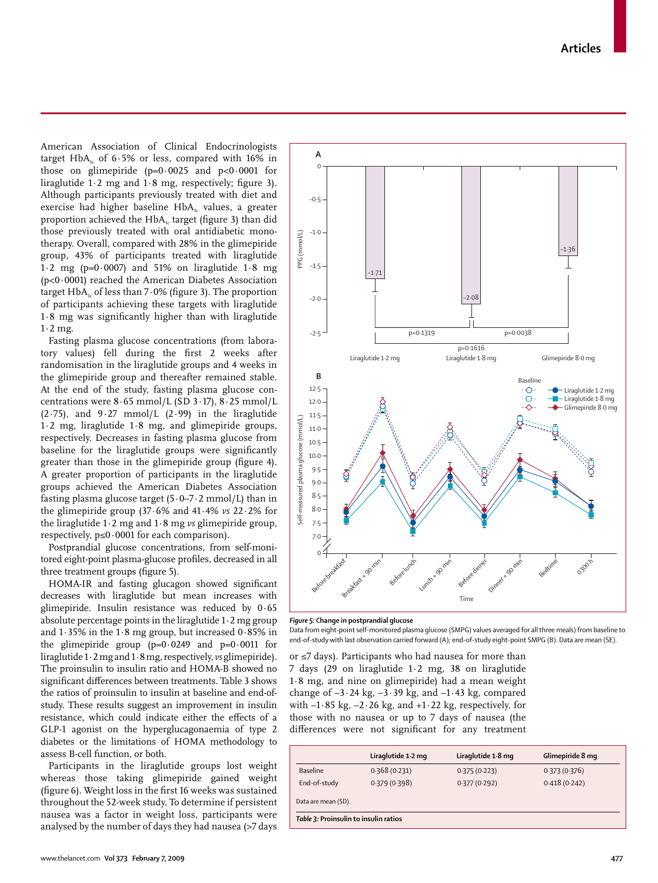American Association of Clinical Endocrinologists target $HbA_{1c}$ of 6·5% or less, compared with 16% in those on glimepiride (p=0·0025 and p<0·0001 for liraglutide 1·2 mg and 1·8 mg, respectively; figure 3). Although participants previously treated with diet and exercise had higher baseline $HbA_{1c}$ values, a greater proportion of participants achieved the $HbA_{1c}$ target (figure 3) than did those previously treated with oral antidiabetic monotherapy. Overall, compared with 28% in the glimepiride group, 43% of participants treated with liraglutide 1·2 mg (p=0·0007) and 51% on liraglutide 1·8 mg (p<0·0001) reached the American Diabetes Association target $HbA_{1c}$ of less than 7·0% (figure 3). The proportion of participants achieving these targets with liraglutide 1·8 mg was significantly higher than with liraglutide 1·2 mg.

Fasting plasma glucose concentrations (from laboratory values) fell during the first 2 weeks after randomisation in the liraglutide groups and 4 weeks in the glimepiride group and thereafter remained stable. At the end of the study, fasting plasma glucose concentrations were 8·65 mmol/L (SD 3·17), 8·25 mmol/L (2·75), and 9·27 mmol/L (2·99) in the liraglutide 1·2 mg, liraglutide 1·8 mg, and glimepiride groups, respectively. Decreases in fasting plasma glucose from baseline for the liraglutide groups were significantly greater than those in the glimepiride group (figure 4). A greater proportion of participants in the liraglutide groups achieved the American Diabetes Association fasting plasma glucose target (5·0–7·2 mmol/L) than in the glimepiride group (37·6% and 41·4% *vs* 22·2% for the liraglutide 1·2 mg and 1·8 mg *vs* glimepiride group, respectively, p≤0·0001 for each comparison).

Postprandial glucose concentrations, from self-monitored eight-point plasma-glucose profiles, decreased in all three treatment groups (figure 5).

HOMA-IR and fasting glucagon showed significant decreases with liraglutide but mean increases with glimepiride. Insulin resistance was reduced by 0·65 absolute percentage points in the liraglutide 1·2 mg group and 1·35% in the 1·8 mg group, but increased 0·85% in the glimepiride group (p=0·0249 and p=0·0011 for liraglutide 1·2 mg and 1·8 mg, respectively, *vs* glimepiride). The proinsulin to insulin ratio and HOMA-B showed no significant differences between treatments. Table 3 shows the ratios of proinsulin to insulin at baseline and end-of-study. These results suggest an improvement in insulin resistance, which could indicate either the effects of a GLP-1 agonist on the hyperglucagonaemia of type 2 diabetes or the limitations of HOMA methodology to assess B-cell function, or both.

Participants in the liraglutide groups lost weight whereas those taking glimepiride gained weight (figure 6). Weight loss in the first 16 weeks was sustained throughout the 52-week study. To determine if persistent nausea was a factor in weight loss, participants were analysed by the number of days they had nausea (>7 days or ≤7 days). Participants who had nausea for more than 7 days (29 on liraglutide 1·2 mg, 38 on liraglutide 1·8 mg, and nine on glimepiride) had a mean weight change of –3·24 kg, –3·39 kg, and –1·43 kg, compared with –1·85 kg, –2·26 kg, and +1·22 kg, respectively, for those with no nausea or up to 7 days of nausea (the differences were not significant for any treatment

*Figure 5:* **Change in postprandial glucose**
Data from eight-point self-monitored plasma glucose (SMPG) values averaged for all three meals) from baseline to end-of-study with last observation carried forward (A); end-of-study eight-point SMPG (B). Data are mean (SE).

| | Liraglutide 1·2 mg | Liraglutide 1·8 mg | Glimepiride 8 mg |
|---|---|---|---|
| Baseline | 0·368 (0·231) | 0·375 (0·223) | 0·373 (0·376) |
| End-of-study | 0·379 (0·398) | 0·377 (0·292) | 0·418 (0·242) |

Data are mean (SD).

*Table 3:* **Proinsulin to insulin ratios**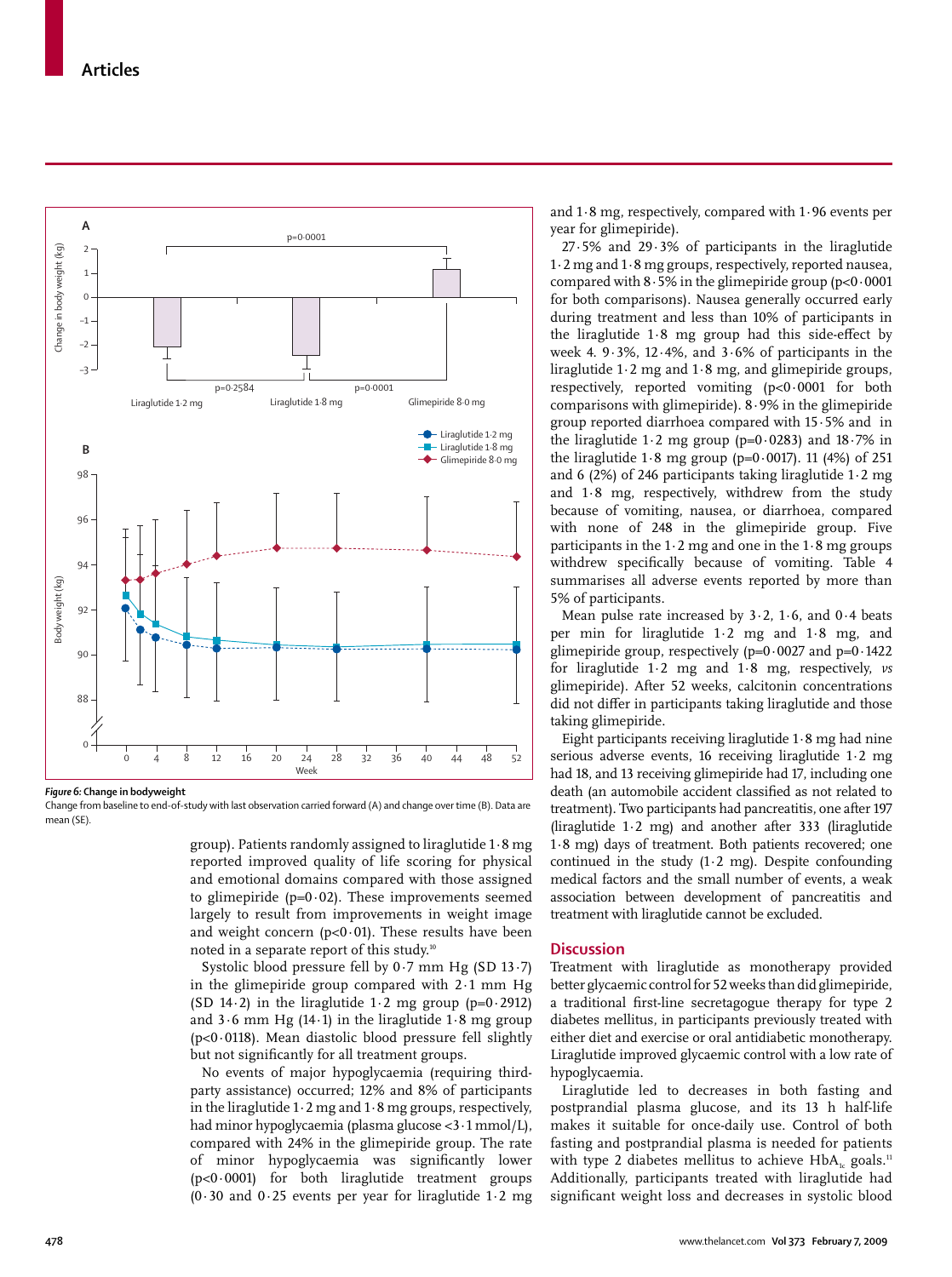Figure 6: Change in bodyweight

Change from baseline to end-of-study with last observation carried forward (A) and change over time (B). Data are mean (SE).

group). Patients randomly assigned to liraglutide 1·8 mg reported improved quality of life scoring for physical and emotional domains compared with those assigned to glimepiride (p=0·02). These improvements seemed largely to result from improvements in weight image and weight concern (p<0·01). These results have been noted in a separate report of this study.[10]

Systolic blood pressure fell by 0·7 mm Hg (SD 13·7) in the glimepiride group compared with 2·1 mm Hg (SD 14·2) in the liraglutide 1·2 mg group (p=0·2912) and 3·6 mm Hg (14·1) in the liraglutide 1·8 mg group (p<0·0118). Mean diastolic blood pressure fell slightly but not significantly for all treatment groups.

No events of major hypoglycaemia (requiring third-party assistance) occurred; 12% and 8% of participants in the liraglutide 1·2 mg and 1·8 mg groups, respectively, had minor hypoglycaemia (plasma glucose <3·1 mmol/L), compared with 24% in the glimepiride group. The rate of minor hypoglycaemia was significantly lower (p<0·0001) for both liraglutide treatment groups (0·30 and 0·25 events per year for liraglutide 1·2 mg and 1·8 mg, respectively, compared with 1·96 events per year for glimepiride).

27·5% and 29·3% of participants in the liraglutide 1·2 mg and 1·8 mg groups, respectively, reported nausea, compared with 8·5% in the glimepiride group (p<0·0001 for both comparisons). Nausea generally occurred early during treatment and less than 10% of participants in the liraglutide 1·8 mg group had this side-effect by week 4. 9·3%, 12·4%, and 3·6% of participants in the liraglutide 1·2 mg and 1·8 mg, and glimepiride groups, respectively, reported vomiting (p<0·0001 for both comparisons with glimepiride). 8·9% in the glimepiride group reported diarrhoea compared with 15·5% and in the liraglutide 1·2 mg group (p=0·0283) and 18·7% in the liraglutide 1·8 mg group (p=0·0017). 11 (4%) of 251 and 6 (2%) of 246 participants taking liraglutide 1·2 mg and 1·8 mg, respectively, withdrew from the study because of vomiting, nausea, or diarrhoea, compared with none of 248 in the glimepiride group. Five participants in the 1·2 mg and one in the 1·8 mg groups withdrew specifically because of vomiting. Table 4 summarises all adverse events reported by more than 5% of participants.

Mean pulse rate increased by 3·2, 1·6, and 0·4 beats per min for liraglutide 1·2 mg and 1·8 mg, and glimepiride group, respectively (p=0·0027 and p=0·1422 for liraglutide 1·2 mg and 1·8 mg, respectively, *vs* glimepiride). After 52 weeks, calcitonin concentrations did not differ in participants taking liraglutide and those taking glimepiride.

Eight participants receiving liraglutide 1·8 mg had nine serious adverse events, 16 receiving liraglutide 1·2 mg had 18, and 13 receiving glimepiride had 17, including one death (an automobile accident classified as not related to treatment). Two participants had pancreatitis, one after 197 (liraglutide 1·2 mg) and another after 333 (liraglutide 1·8 mg) days of treatment. Both patients recovered; one continued in the study (1·2 mg). Despite confounding medical factors and the small number of events, a weak association between development of pancreatitis and treatment with liraglutide cannot be excluded.

## Discussion

Treatment with liraglutide as monotherapy provided better glycaemic control for 52 weeks than did glimepiride, a traditional first-line secretagogue therapy for type 2 diabetes mellitus, in participants previously treated with either diet and exercise or oral antidiabetic monotherapy. Liraglutide improved glycaemic control with a low rate of hypoglycaemia.

Liraglutide led to decreases in both fasting and postprandial plasma glucose, and its 13 h half-life makes it suitable for once-daily use. Control of both fasting and postprandial plasma is needed for patients with type 2 diabetes mellitus to achieve $HbA_{1c}$ goals.[11] Additionally, participants treated with liraglutide had significant weight loss and decreases in systolic blood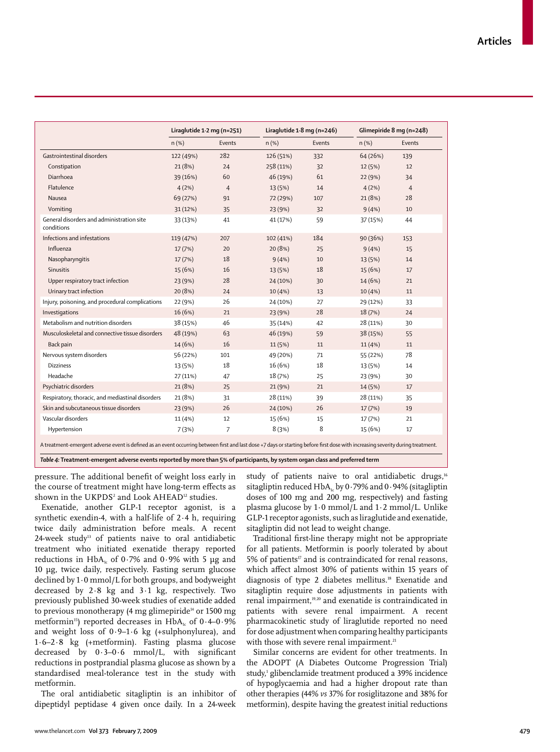| | Liraglutide 1·2 mg (n=251) | | Liraglutide 1·8 mg (n=246) | | Glimepiride 8 mg (n=248) | |
|---|---|---|---|---|---|---|
| | n (%) | Events | n (%) | Events | n (%) | Events |
| Gastrointestinal disorders | 122 (49%) | 282 | 126 (51%) | 332 | 64 (26%) | 139 |
| Constipation | 21 (8%) | 24 | 258 (11%) | 32 | 12 (5%) | 12 |
| Diarrhoea | 39 (16%) | 60 | 46 (19%) | 61 | 22 (9%) | 34 |
| Flatulence | 4 (2%) | 4 | 13 (5%) | 14 | 4 (2%) | 4 |
| Nausea | 69 (27%) | 91 | 72 (29%) | 107 | 21 (8%) | 28 |
| Vomiting | 31 (12%) | 35 | 23 (9%) | 32 | 9 (4%) | 10 |
| General disorders and administration site conditions | 33 (13%) | 41 | 41 (17%) | 59 | 37 (15%) | 44 |
| Infections and infestations | 119 (47%) | 207 | 102 (41%) | 184 | 90 (36%) | 153 |
| Influenza | 17 (7%) | 20 | 20 (8%) | 25 | 9 (4%) | 15 |
| Nasopharyngitis | 17 (7%) | 18 | 9 (4%) | 10 | 13 (5%) | 14 |
| Sinusitis | 15 (6%) | 16 | 13 (5%) | 18 | 15 (6%) | 17 |
| Upper respiratory tract infection | 23 (9%) | 28 | 24 (10%) | 30 | 14 (6%) | 21 |
| Urinary tract infection | 20 (8%) | 24 | 10 (4%) | 13 | 10 (4%) | 11 |
| Injury, poisoning, and procedural complications | 22 (9%) | 26 | 24 (10%) | 27 | 29 (12%) | 33 |
| Investigations | 16 (6%) | 21 | 23 (9%) | 28 | 18 (7%) | 24 |
| Metabolism and nutrition disorders | 38 (15%) | 46 | 35 (14%) | 42 | 28 (11%) | 30 |
| Musculoskeletal and connective tissue disorders | 48 (19%) | 63 | 46 (19%) | 59 | 38 (15%) | 55 |
| Back pain | 14 (6%) | 16 | 11 (5%) | 11 | 11 (4%) | 11 |
| Nervous system disorders | 56 (22%) | 101 | 49 (20%) | 71 | 55 (22%) | 78 |
| Dizziness | 13 (5%) | 18 | 16 (6%) | 18 | 13 (5%) | 14 |
| Headache | 27 (11%) | 47 | 18 (7%) | 25 | 23 (9%) | 30 |
| Psychiatric disorders | 21 (8%) | 25 | 21 (9%) | 21 | 14 (5%) | 17 |
| Respiratory, thoracic, and mediastinal disorders | 21 (8%) | 31 | 28 (11%) | 39 | 28 (11%) | 35 |
| Skin and subcutaneous tissue disorders | 23 (9%) | 26 | 24 (10%) | 26 | 17 (7%) | 19 |
| Vascular disorders | 11 (4%) | 12 | 15 (6%) | 15 | 17 (7%) | 21 |
| Hypertension | 7 (3%) | 7 | 8 (3%) | 8 | 15 (6%) | 17 |

A treatment-emergent adverse event is defined as an event occurring between first and last dose +7 days or starting before first dose with increasing severity during treatment.

*Table 4:* **Treatment-emergent adverse events reported by more than 5% of participants, by system organ class and preferred term**

pressure. The additional benefit of weight loss early in the course of treatment might have long-term effects as shown in the UKPDS[2] and Look AHEAD[12] studies.

Exenatide, another GLP-1 receptor agonist, is a synthetic exendin-4, with a half-life of 2·4 h, requiring twice daily administration before meals. A recent 24-week study[13] of patients naive to oral antidiabetic treatment who initiated exenatide therapy reported reductions in $HbA_{1c}$ of 0·7% and 0·9% with 5 μg and 10 μg, twice daily, respectively. Fasting serum glucose declined by 1·0 mmol/L for both groups, and bodyweight decreased by 2·8 kg and 3·1 kg, respectively. Two previously published 30-week studies of exenatide added to previous monotherapy (4 mg glimepiride[14] or 1500 mg metformin[15]) reported decreases in $HbA_{1c}$ of 0·4–0·9% and weight loss of 0·9–1·6 kg (+sulphonylurea), and 1·6–2·8 kg (+metformin). Fasting plasma glucose decreased by 0·3–0·6 mmol/L, with significant reductions in postprandial plasma glucose as shown by a standardised meal-tolerance test in the study with metformin.

The oral antidiabetic sitagliptin is an inhibitor of dipeptidyl peptidase 4 given once daily. In a 24-week study of patients naive to oral antidiabetic drugs,[16] sitagliptin reduced $HbA_{1c}$ by 0·79% and 0·94% (sitagliptin doses of 100 mg and 200 mg, respectively) and fasting plasma glucose by 1·0 mmol/L and 1·2 mmol/L. Unlike GLP-1 receptor agonists, such as liraglutide and exenatide, sitagliptin did not lead to weight change.

Traditional first-line therapy might not be appropriate for all patients. Metformin is poorly tolerated by about 5% of patients[17] and is contraindicated for renal reasons, which affect almost 30% of patients within 15 years of diagnosis of type 2 diabetes mellitus.[18] Exenatide and sitagliptin require dose adjustments in patients with renal impairment,[19,20] and exenatide is contraindicated in patients with severe renal impairment. A recent pharmacokinetic study of liraglutide reported no need for dose adjustment when comparing healthy participants with those with severe renal impairment.[21]

Similar concerns are evident for other treatments. In the ADOPT (A Diabetes Outcome Progression Trial) study,[1] glibenclamide treatment produced a 39% incidence of hypoglycaemia and had a higher dropout rate than other therapies (44% *vs* 37% for rosiglitazone and 38% for metformin), despite having the greatest initial reductions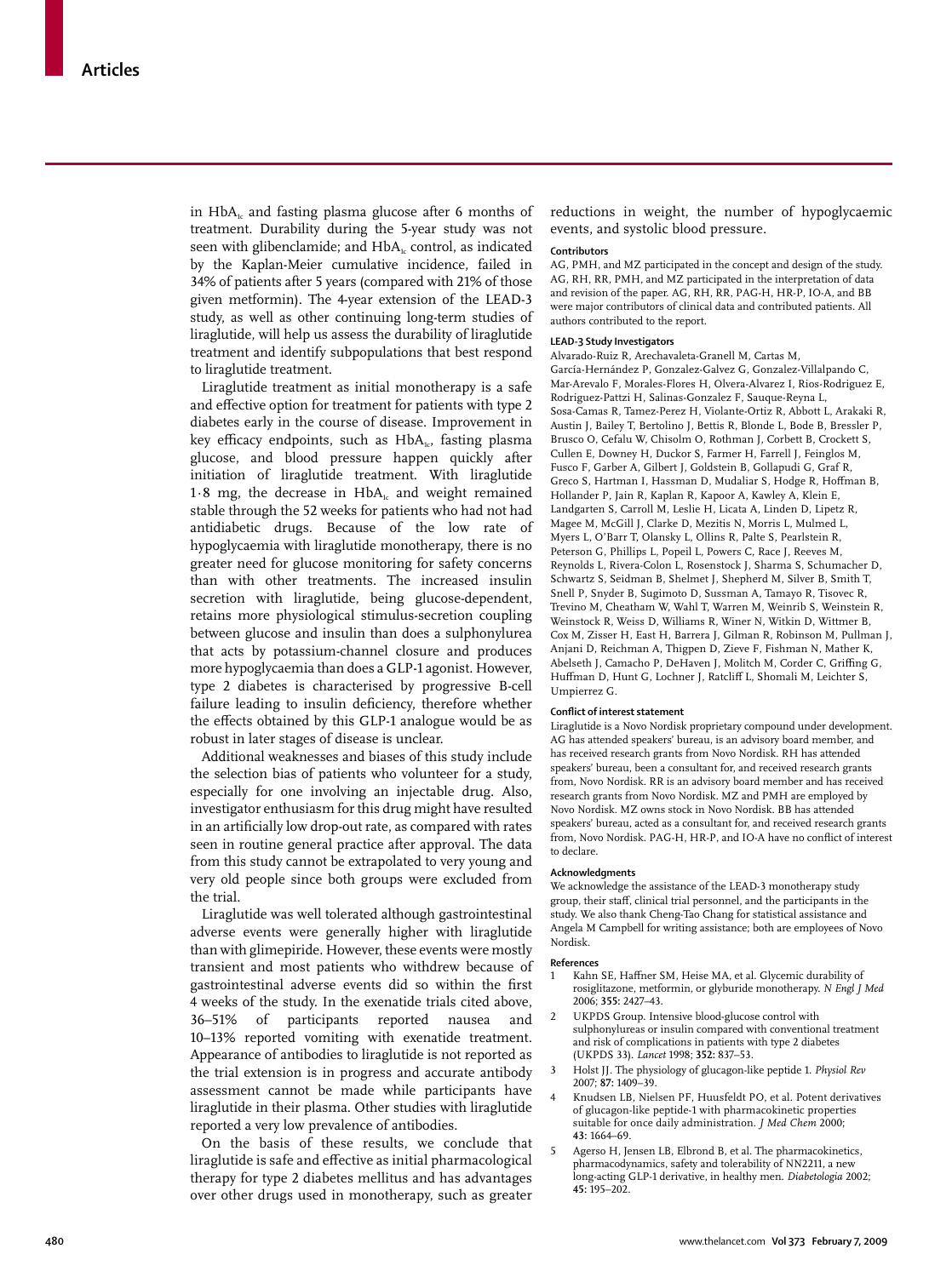in $HbA_{1c}$ and fasting plasma glucose after 6 months of treatment. Durability during the 5-year study was not seen with glibenclamide; and $HbA_{1c}$ control, as indicated by the Kaplan-Meier cumulative incidence, failed in 34% of patients after 5 years (compared with 21% of those given metformin). The 4-year extension of the LEAD-3 study, as well as other continuing long-term studies of liraglutide, will help us assess the durability of liraglutide treatment and identify subpopulations that best respond to liraglutide treatment.

Liraglutide treatment as initial monotherapy is a safe and effective option for treatment for patients with type 2 diabetes early in the course of disease. Improvement in key efficacy endpoints, such as $HbA_{1c}$, fasting plasma glucose, and blood pressure happen quickly after initiation of liraglutide treatment. With liraglutide 1·8 mg, the decrease in $HbA_{1c}$ and weight remained stable through the 52 weeks for patients who had not had antidiabetic drugs. Because of the low rate of hypoglycaemia with liraglutide monotherapy, there is no greater need for glucose monitoring for safety concerns than with other treatments. The increased insulin secretion with liraglutide, being glucose-dependent, retains more physiological stimulus-secretion coupling between glucose and insulin than does a sulphonylurea that acts by potassium-channel closure and produces more hypoglycaemia than does a GLP-1 agonist. However, type 2 diabetes is characterised by progressive B-cell failure leading to insulin deficiency, therefore whether the effects obtained by this GLP-1 analogue would be as robust in later stages of disease is unclear.

Additional weaknesses and biases of this study include the selection bias of patients who volunteer for a study, especially for one involving an injectable drug. Also, investigator enthusiasm for this drug might have resulted in an artificially low drop-out rate, as compared with rates seen in routine general practice after approval. The data from this study cannot be extrapolated to very young and very old people since both groups were excluded from the trial.

Liraglutide was well tolerated although gastrointestinal adverse events were generally higher with liraglutide than with glimepiride. However, these events were mostly transient and most patients who withdrew because of gastrointestinal adverse events did so within the first 4 weeks of the study. In the exenatide trials cited above, 36–51% of participants reported nausea and 10–13% reported vomiting with exenatide treatment. Appearance of antibodies to liraglutide is not reported as the trial extension is in progress and accurate antibody assessment cannot be made while participants have liraglutide in their plasma. Other studies with liraglutide reported a very low prevalence of antibodies.

On the basis of these results, we conclude that liraglutide is safe and effective as initial pharmacological therapy for type 2 diabetes mellitus and has advantages over other drugs used in monotherapy, such as greater reductions in weight, the number of hypoglycaemic events, and systolic blood pressure.

#### Contributors

AG, PMH, and MZ participated in the concept and design of the study. AG, RH, RR, PMH, and MZ participated in the interpretation of data and revision of the paper. AG, RH, RR, PAG-H, HR-P, IO-A, and BB were major contributors of clinical data and contributed patients. All authors contributed to the report.

#### LEAD-3 Study Investigators

Alvarado-Ruiz R, Arechavaleta-Granell M, Cartas M, García-Hernández P, Gonzalez-Galvez G, Gonzalez-Villalpando C, Mar-Arevalo F, Morales-Flores H, Olvera-Alvarez I, Rios-Rodriguez E, Rodriguez-Pattzi H, Salinas-Gonzalez F, Sauque-Reyna L, Sosa-Camas R, Tamez-Perez H, Violante-Ortiz R, Abbott L, Arakaki R, Austin J, Bailey T, Bertolino J, Bettis R, Blonde L, Bode B, Bressler P, Brusco O, Cefalu W, Chisolm O, Rothman J, Corbett B, Crockett S, Cullen E, Downey H, Duckor S, Farmer H, Farrell J, Feinglos M, Fusco F, Garber A, Gilbert J, Goldstein B, Gollapudi G, Graf R, Greco S, Hartman I, Hassman D, Mudaliar S, Hodge R, Hoffman B, Hollander P, Jain R, Kaplan R, Kapoor A, Kawley A, Klein E, Landgarten S, Carroll M, Leslie H, Licata A, Linden D, Lipetz R, Magee M, McGill J, Clarke D, Mezitis N, Morris L, Mulmed L, Myers L, O'Barr T, Olansky L, Ollins R, Palte S, Pearlstein R, Peterson G, Phillips L, Popeil L, Powers C, Race J, Reeves M, Reynolds L, Rivera-Colon L, Rosenstock J, Sharma S, Schumacher D, Schwartz S, Seidman B, Shelmet J, Shepherd M, Silver B, Smith T, Snell P, Snyder B, Sugimoto D, Sussman A, Tamayo R, Tisovec R, Trevino M, Cheatham W, Wahl T, Warren M, Weinrib S, Weinstein R, Weinstock R, Weiss D, Williams R, Winer N, Witkin D, Wittmer B, Cox M, Zisser H, East H, Barrera J, Gilman R, Robinson M, Pullman J, Anjani D, Reichman A, Thigpen D, Zieve F, Fishman N, Mather K, Abelseth J, Camacho P, DeHaven J, Molitch M, Corder C, Griffing G, Huffman D, Hunt G, Lochner J, Ratcliff L, Shomali M, Leichter S, Umpierrez G.

#### Conflict of interest statement

Liraglutide is a Novo Nordisk proprietary compound under development. AG has attended speakers' bureau, is an advisory board member, and has received research grants from Novo Nordisk. RH has attended speakers' bureau, been a consultant for, and received research grants from, Novo Nordisk. RR is an advisory board member and has received research grants from Novo Nordisk. MZ and PMH are employed by Novo Nordisk. MZ owns stock in Novo Nordisk. BB has attended speakers' bureau, acted as a consultant for, and received research grants from, Novo Nordisk. PAG-H, HR-P, and IO-A have no conflict of interest to declare.

#### Acknowledgments

We acknowledge the assistance of the LEAD-3 monotherapy study group, their staff, clinical trial personnel, and the participants in the study. We also thank Cheng-Tao Chang for statistical assistance and Angela M Campbell for writing assistance; both are employees of Novo Nordisk.

#### References

1. Kahn SE, Haffner SM, Heise MA, et al. Glycemic durability of rosiglitazone, metformin, or glyburide monotherapy. *N Engl J Med* 2006; **355:** 2427–43.
2. UKPDS Group. Intensive blood-glucose control with sulphonylureas or insulin compared with conventional treatment and risk of complications in patients with type 2 diabetes (UKPDS 33). *Lancet* 1998; **352:** 837–53.
3. Holst JJ. The physiology of glucagon-like peptide 1. *Physiol Rev* 2007; **87:** 1409–39.
4. Knudsen LB, Nielsen PF, Huusfeldt PO, et al. Potent derivatives of glucagon-like peptide-1 with pharmacokinetic properties suitable for once daily administration. *J Med Chem* 2000; **43:** 1664–69.
5. Agerso H, Jensen LB, Elbrond B, et al. The pharmacokinetics, pharmacodynamics, safety and tolerability of NN2211, a new long-acting GLP-1 derivative, in healthy men. *Diabetologia* 2002; **45:** 195–202.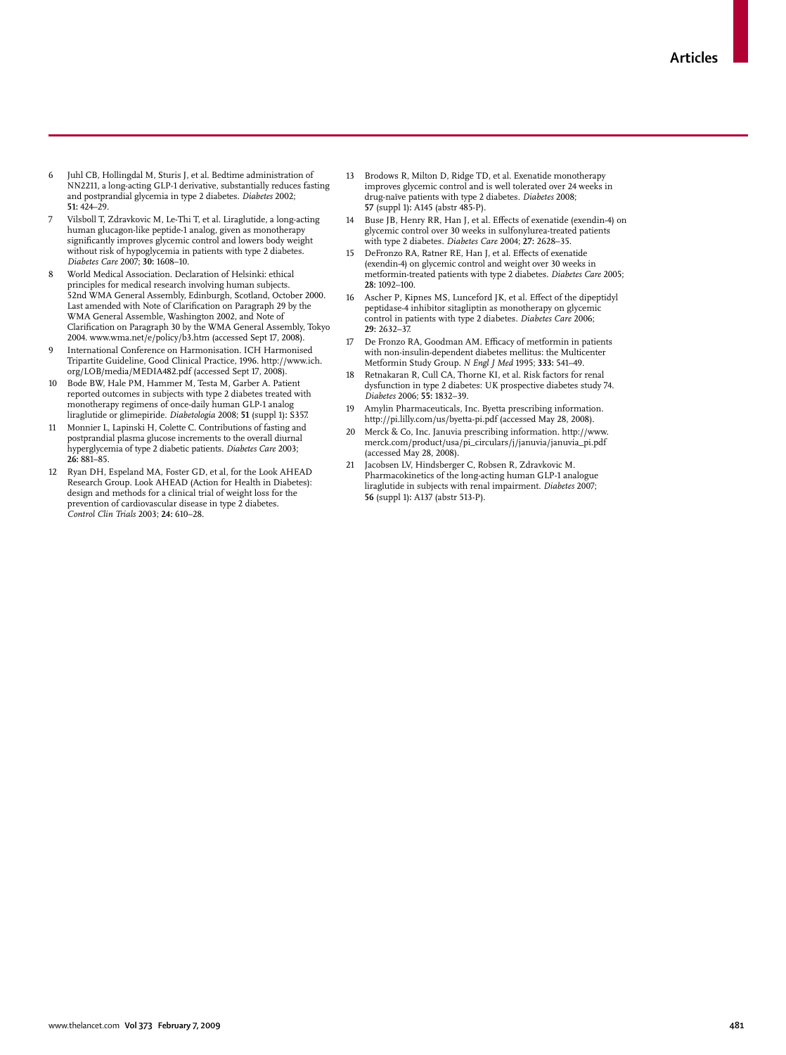6 Juhl CB, Hollingdal M, Sturis J, et al. Bedtime administration of NN2211, a long-acting GLP-1 derivative, substantially reduces fasting and postprandial glycemia in type 2 diabetes. *Diabetes* 2002; **51:** 424–29.

7 Vilsboll T, Zdravkovic M, Le-Thi T, et al. Liraglutide, a long-acting human glucagon-like peptide-1 analog, given as monotherapy significantly improves glycemic control and lowers body weight without risk of hypoglycemia in patients with type 2 diabetes. *Diabetes Care* 2007; **30:** 1608–10.

8 World Medical Association. Declaration of Helsinki: ethical principles for medical research involving human subjects. 52nd WMA General Assembly, Edinburgh, Scotland, October 2000. Last amended with Note of Clarification on Paragraph 29 by the WMA General Assemble, Washington 2002, and Note of Clarification on Paragraph 30 by the WMA General Assembly, Tokyo 2004. www.wma.net/e/policy/b3.htm (accessed Sept 17, 2008).

9 International Conference on Harmonisation. ICH Harmonised Tripartite Guideline, Good Clinical Practice, 1996. http://www.ich.org/LOB/media/MEDIA482.pdf (accessed Sept 17, 2008).

10 Bode BW, Hale PM, Hammer M, Testa M, Garber A. Patient reported outcomes in subjects with type 2 diabetes treated with monotherapy regimens of once-daily human GLP-1 analog liraglutide or glimepiride. *Diabetologia* 2008; **51** (suppl 1)**:** S357.

11 Monnier L, Lapinski H, Colette C. Contributions of fasting and postprandial plasma glucose increments to the overall diurnal hyperglycemia of type 2 diabetic patients. *Diabetes Care* 2003; **26:** 881–85.

12 Ryan DH, Espeland MA, Foster GD, et al, for the Look AHEAD Research Group. Look AHEAD (Action for Health in Diabetes): design and methods for a clinical trial of weight loss for the prevention of cardiovascular disease in type 2 diabetes. *Control Clin Trials* 2003; **24:** 610–28.

13 Brodows R, Milton D, Ridge TD, et al. Exenatide monotherapy improves glycemic control and is well tolerated over 24 weeks in drug-naïve patients with type 2 diabetes. *Diabetes* 2008; **57** (suppl 1)**:** A145 (abstr 485-P).

14 Buse JB, Henry RR, Han J, et al. Effects of exenatide (exendin-4) on glycemic control over 30 weeks in sulfonylurea-treated patients with type 2 diabetes. *Diabetes Care* 2004; **27:** 2628–35.

15 DeFronzo RA, Ratner RE, Han J, et al. Effects of exenatide (exendin-4) on glycemic control and weight over 30 weeks in metformin-treated patients with type 2 diabetes. *Diabetes Care* 2005; **28:** 1092–100.

16 Ascher P, Kipnes MS, Lunceford JK, et al. Effect of the dipeptidyl peptidase-4 inhibitor sitagliptin as monotherapy on glycemic control in patients with type 2 diabetes. *Diabetes Care* 2006; **29:** 2632–37.

17 De Fronzo RA, Goodman AM. Efficacy of metformin in patients with non-insulin-dependent diabetes mellitus: the Multicenter Metformin Study Group. *N Engl J Med* 1995; **333:** 541–49.

18 Retnakaran R, Cull CA, Thorne KI, et al. Risk factors for renal dysfunction in type 2 diabetes: UK prospective diabetes study 74. *Diabetes* 2006; **55:** 1832–39.

19 Amylin Pharmaceuticals, Inc. Byetta prescribing information. http://pi.lilly.com/us/byetta-pi.pdf (accessed May 28, 2008).

20 Merck & Co, Inc. Januvia prescribing information. http://www.merck.com/product/usa/pi_circulars/j/januvia/januvia_pi.pdf (accessed May 28, 2008).

21 Jacobsen LV, Hindsberger C, Robsen R, Zdravkovic M. Pharmacokinetics of the long-acting human GLP-1 analogue liraglutide in subjects with renal impairment. *Diabetes* 2007; **56** (suppl 1)**:** A137 (abstr 513-P).